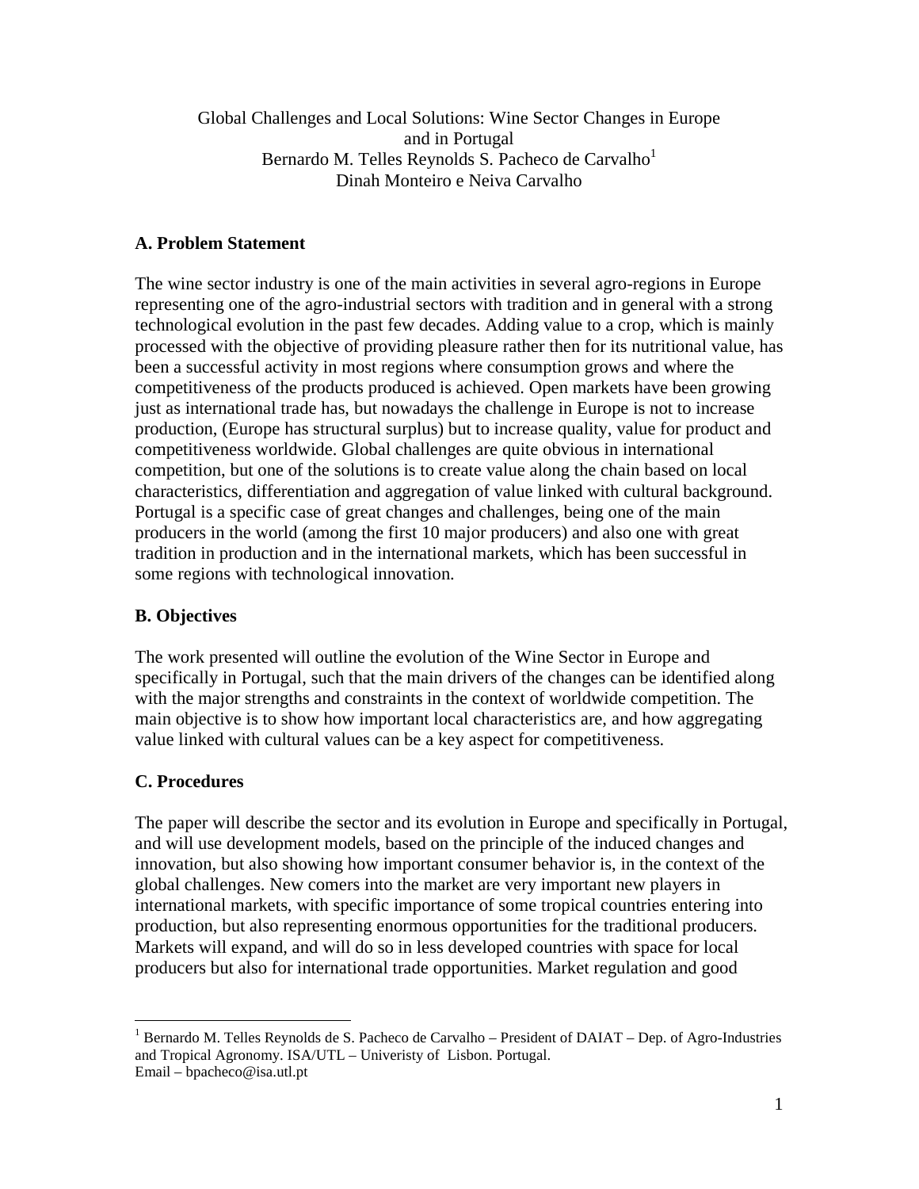# Global Challenges and Local Solutions: Wine Sector Changes in Europe and in Portugal

Bernardo M. Telles Reynolds S. Pacheco de Carvalho[1]
Dinah Monteiro e Neiva Carvalho

## A. Problem Statement

The wine sector industry is one of the main activities in several agro-regions in Europe representing one of the agro-industrial sectors with tradition and in general with a strong technological evolution in the past few decades. Adding value to a crop, which is mainly processed with the objective of providing pleasure rather then for its nutritional value, has been a successful activity in most regions where consumption grows and where the competitiveness of the products produced is achieved. Open markets have been growing just as international trade has, but nowadays the challenge in Europe is not to increase production, (Europe has structural surplus) but to increase quality, value for product and competitiveness worldwide. Global challenges are quite obvious in international competition, but one of the solutions is to create value along the chain based on local characteristics, differentiation and aggregation of value linked with cultural background. Portugal is a specific case of great changes and challenges, being one of the main producers in the world (among the first 10 major producers) and also one with great tradition in production and in the international markets, which has been successful in some regions with technological innovation.

## B. Objectives

The work presented will outline the evolution of the Wine Sector in Europe and specifically in Portugal, such that the main drivers of the changes can be identified along with the major strengths and constraints in the context of worldwide competition. The main objective is to show how important local characteristics are, and how aggregating value linked with cultural values can be a key aspect for competitiveness.

## C. Procedures

The paper will describe the sector and its evolution in Europe and specifically in Portugal, and will use development models, based on the principle of the induced changes and innovation, but also showing how important consumer behavior is, in the context of the global challenges. New comers into the market are very important new players in international markets, with specific importance of some tropical countries entering into production, but also representing enormous opportunities for the traditional producers. Markets will expand, and will do so in less developed countries with space for local producers but also for international trade opportunities. Market regulation and good

---

[1] Bernardo M. Telles Reynolds de S. Pacheco de Carvalho – President of DAIAT – Dep. of Agro-Industries and Tropical Agronomy. ISA/UTL – Univeristy of Lisbon. Portugal.
Email – bpacheco@isa.utl.pt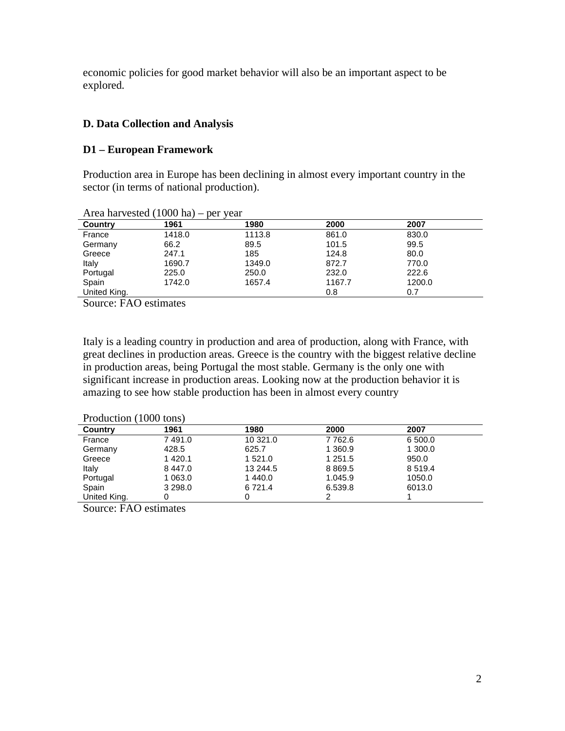economic policies for good market behavior will also be an important aspect to be explored.

### D. Data Collection and Analysis

### D1 – European Framework

Production area in Europe has been declining in almost every important country in the sector (in terms of national production).

Area harvested (1000 ha) – per year

| Country | 1961 | 1980 | 2000 | 2007 |
|---|---|---|---|---|
| France | 1418.0 | 1113.8 | 861.0 | 830.0 |
| Germany | 66.2 | 89.5 | 101.5 | 99.5 |
| Greece | 247.1 | 185 | 124.8 | 80.0 |
| Italy | 1690.7 | 1349.0 | 872.7 | 770.0 |
| Portugal | 225.0 | 250.0 | 232.0 | 222.6 |
| Spain | 1742.0 | 1657.4 | 1167.7 | 1200.0 |
| United King. | | | 0.8 | 0.7 |

Source: FAO estimates

Italy is a leading country in production and area of production, along with France, with great declines in production areas. Greece is the country with the biggest relative decline in production areas, being Portugal the most stable. Germany is the only one with significant increase in production areas. Looking now at the production behavior it is amazing to see how stable production has been in almost every country

Production (1000 tons)

| Country | 1961 | 1980 | 2000 | 2007 |
|---|---|---|---|---|
| France | 7 491.0 | 10 321.0 | 7 762.6 | 6 500.0 |
| Germany | 428.5 | 625.7 | 1 360.9 | 1 300.0 |
| Greece | 1 420.1 | 1 521.0 | 1 251.5 | 950.0 |
| Italy | 8 447.0 | 13 244.5 | 8 869.5 | 8 519.4 |
| Portugal | 1 063.0 | 1 440.0 | 1.045.9 | 1050.0 |
| Spain | 3 298.0 | 6 721.4 | 6.539.8 | 6013.0 |
| United King. | 0 | 0 | 2 | 1 |

Source: FAO estimates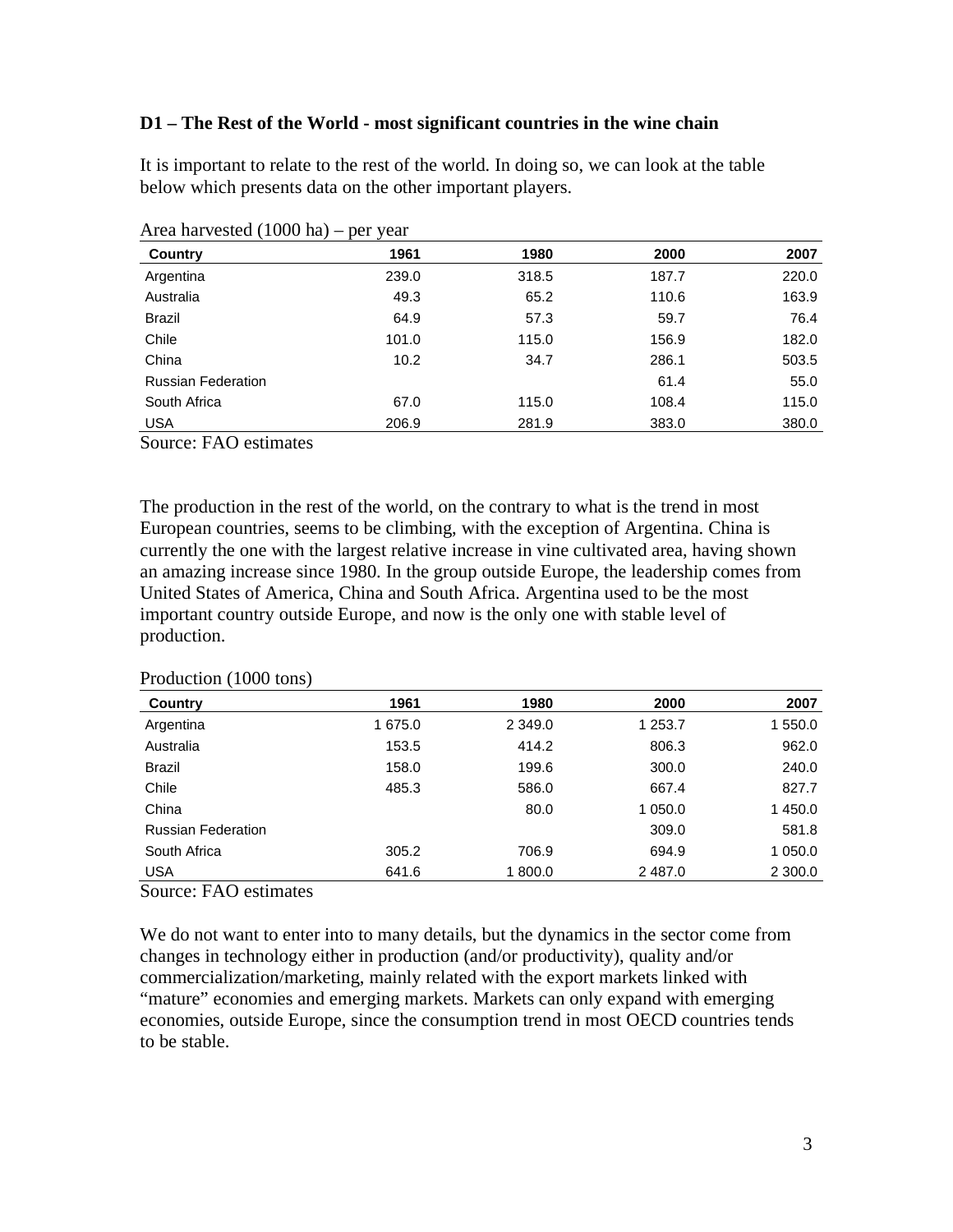**D1 – The Rest of the World - most significant countries in the wine chain**

It is important to relate to the rest of the world. In doing so, we can look at the table below which presents data on the other important players.

Area harvested (1000 ha) – per year

| Country | 1961 | 1980 | 2000 | 2007 |
|---|---|---|---|---|
| Argentina | 239.0 | 318.5 | 187.7 | 220.0 |
| Australia | 49.3 | 65.2 | 110.6 | 163.9 |
| Brazil | 64.9 | 57.3 | 59.7 | 76.4 |
| Chile | 101.0 | 115.0 | 156.9 | 182.0 |
| China | 10.2 | 34.7 | 286.1 | 503.5 |
| Russian Federation | | | 61.4 | 55.0 |
| South Africa | 67.0 | 115.0 | 108.4 | 115.0 |
| USA | 206.9 | 281.9 | 383.0 | 380.0 |

Source: FAO estimates

The production in the rest of the world, on the contrary to what is the trend in most European countries, seems to be climbing, with the exception of Argentina. China is currently the one with the largest relative increase in vine cultivated area, having shown an amazing increase since 1980. In the group outside Europe, the leadership comes from United States of America, China and South Africa. Argentina used to be the most important country outside Europe, and now is the only one with stable level of production.

Production (1000 tons)

| Country | 1961 | 1980 | 2000 | 2007 |
|---|---|---|---|---|
| Argentina | 1 675.0 | 2 349.0 | 1 253.7 | 1 550.0 |
| Australia | 153.5 | 414.2 | 806.3 | 962.0 |
| Brazil | 158.0 | 199.6 | 300.0 | 240.0 |
| Chile | 485.3 | 586.0 | 667.4 | 827.7 |
| China | | 80.0 | 1 050.0 | 1 450.0 |
| Russian Federation | | | 309.0 | 581.8 |
| South Africa | 305.2 | 706.9 | 694.9 | 1 050.0 |
| USA | 641.6 | 1 800.0 | 2 487.0 | 2 300.0 |

Source: FAO estimates

We do not want to enter into to many details, but the dynamics in the sector come from changes in technology either in production (and/or productivity), quality and/or commercialization/marketing, mainly related with the export markets linked with "mature" economies and emerging markets. Markets can only expand with emerging economies, outside Europe, since the consumption trend in most OECD countries tends to be stable.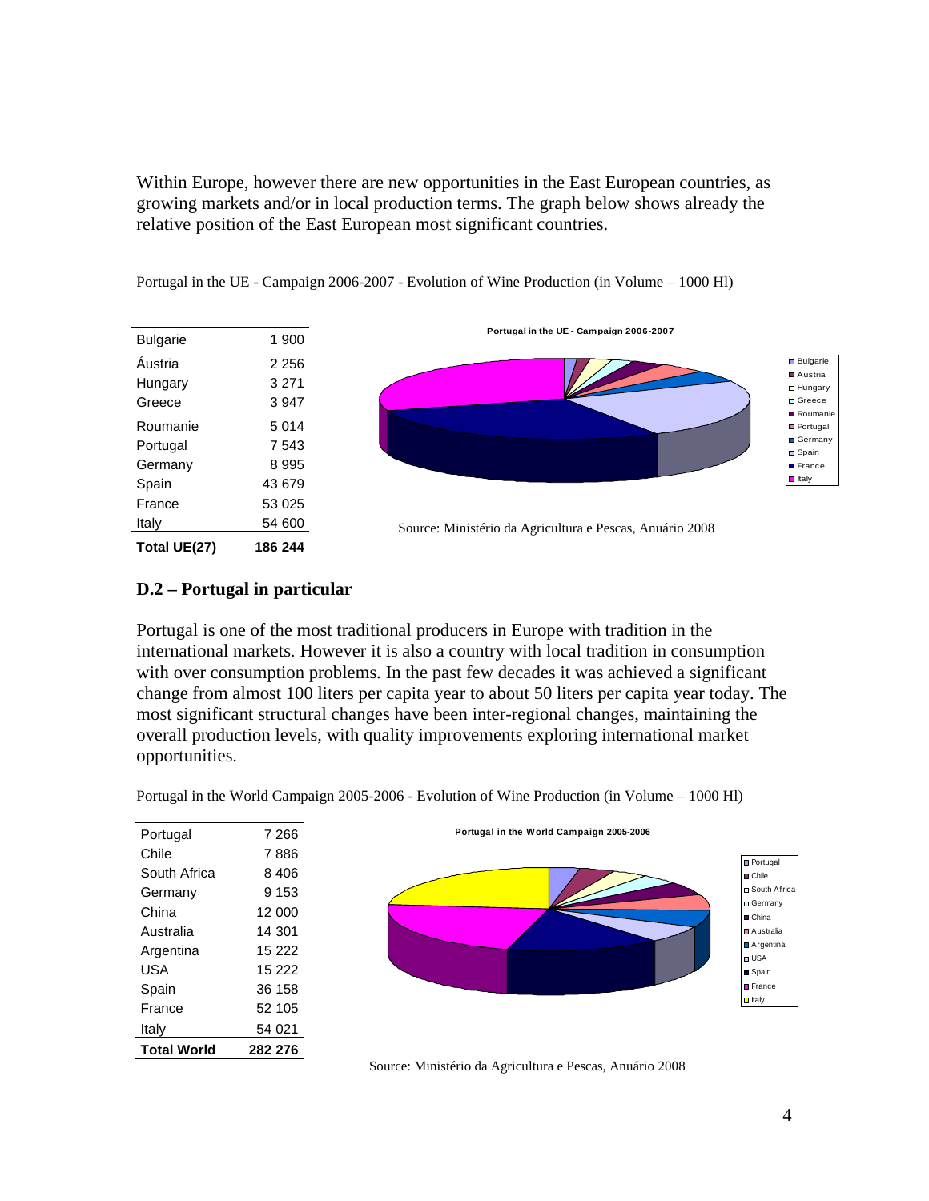Within Europe, however there are new opportunities in the East European countries, as growing markets and/or in local production terms. The graph below shows already the relative position of the East European most significant countries.

Portugal in the UE - Campaign 2006-2007 - Evolution of Wine Production (in Volume – 1000 Hl)

| | |
|---|---|
| Bulgarie | 1 900 |
| Áustria | 2 256 |
| Hungary | 3 271 |
| Greece | 3 947 |
| Roumanie | 5 014 |
| Portugal | 7 543 |
| Germany | 8 995 |
| Spain | 43 679 |
| France | 53 025 |
| Italy | 54 600 |
| **Total UE(27)** | **186 244** |

Source: Ministério da Agricultura e Pescas, Anuário 2008

## D.2 – Portugal in particular

Portugal is one of the most traditional producers in Europe with tradition in the international markets. However it is also a country with local tradition in consumption with over consumption problems. In the past few decades it was achieved a significant change from almost 100 liters per capita year to about 50 liters per capita year today. The most significant structural changes have been inter-regional changes, maintaining the overall production levels, with quality improvements exploring international market opportunities.

Portugal in the World Campaign 2005-2006 - Evolution of Wine Production (in Volume – 1000 Hl)

| | |
|---|---|
| Portugal | 7 266 |
| Chile | 7 886 |
| South Africa | 8 406 |
| Germany | 9 153 |
| China | 12 000 |
| Australia | 14 301 |
| Argentina | 15 222 |
| USA | 15 222 |
| Spain | 36 158 |
| France | 52 105 |
| Italy | 54 021 |
| **Total World** | **282 276** |

Source: Ministério da Agricultura e Pescas, Anuário 2008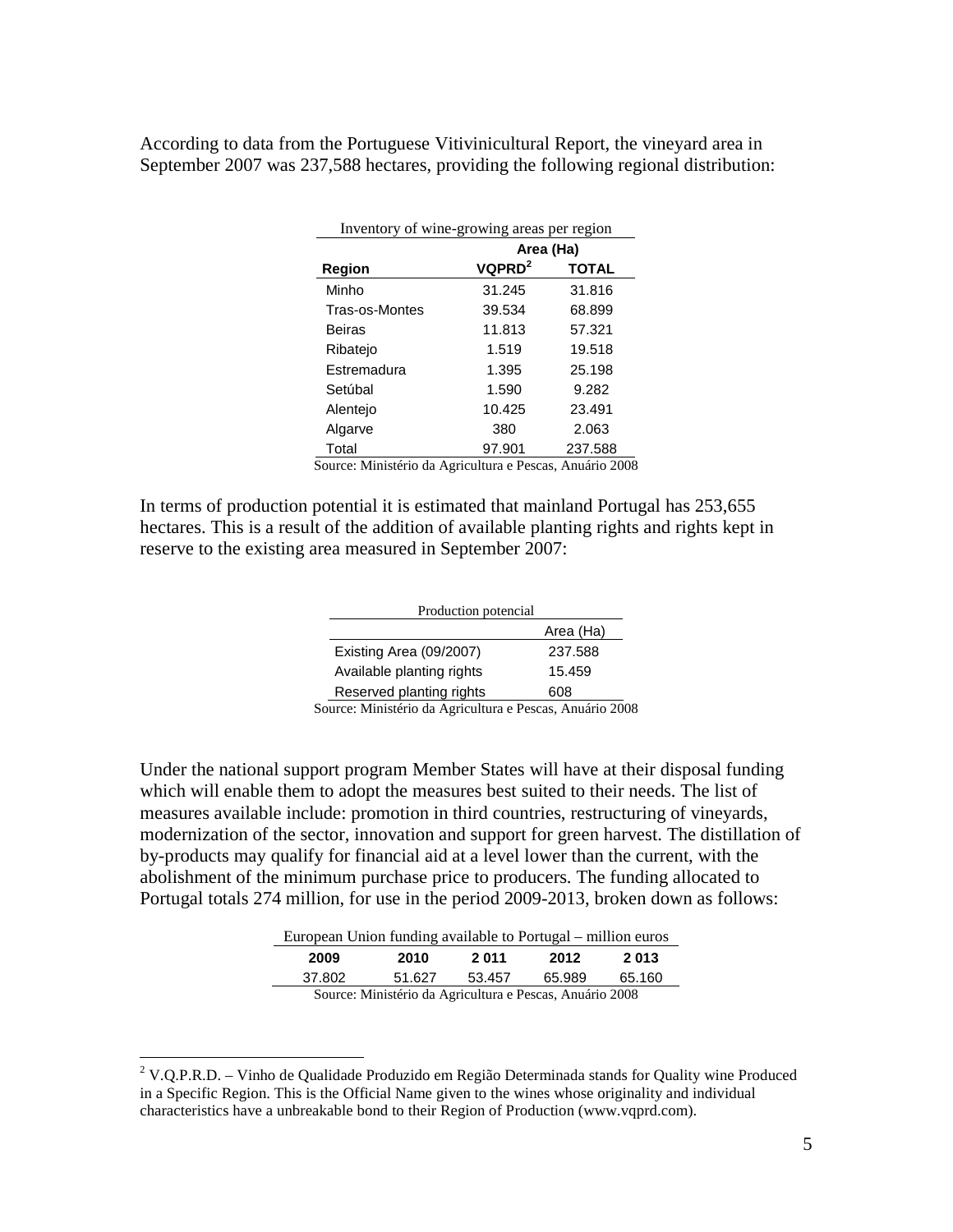According to data from the Portuguese Vitivinicultural Report, the vineyard area in September 2007 was 237,588 hectares, providing the following regional distribution:

Inventory of wine-growing areas per region

| Region | Area (Ha) | |
|---|---|---|
| | VQPRD[2] | TOTAL |
| Minho | 31.245 | 31.816 |
| Tras-os-Montes | 39.534 | 68.899 |
| Beiras | 11.813 | 57.321 |
| Ribatejo | 1.519 | 19.518 |
| Estremadura | 1.395 | 25.198 |
| Setúbal | 1.590 | 9.282 |
| Alentejo | 10.425 | 23.491 |
| Algarve | 380 | 2.063 |
| Total | 97.901 | 237.588 |

Source: Ministério da Agricultura e Pescas, Anuário 2008

In terms of production potential it is estimated that mainland Portugal has 253,655 hectares. This is a result of the addition of available planting rights and rights kept in reserve to the existing area measured in September 2007:

Production potencial

| | Area (Ha) |
|---|---|
| Existing Area (09/2007) | 237.588 |
| Available planting rights | 15.459 |
| Reserved planting rights | 608 |

Source: Ministério da Agricultura e Pescas, Anuário 2008

Under the national support program Member States will have at their disposal funding which will enable them to adopt the measures best suited to their needs. The list of measures available include: promotion in third countries, restructuring of vineyards, modernization of the sector, innovation and support for green harvest. The distillation of by-products may qualify for financial aid at a level lower than the current, with the abolishment of the minimum purchase price to producers. The funding allocated to Portugal totals 274 million, for use in the period 2009-2013, broken down as follows:

European Union funding available to Portugal – million euros

| 2009 | 2010 | 2 011 | 2012 | 2 013 |
|---|---|---|---|---|
| 37.802 | 51.627 | 53.457 | 65.989 | 65.160 |

Source: Ministério da Agricultura e Pescas, Anuário 2008

[2] V.Q.P.R.D. – Vinho de Qualidade Produzido em Região Determinada stands for Quality wine Produced in a Specific Region. This is the Official Name given to the wines whose originality and individual characteristics have a unbreakable bond to their Region of Production (www.vqprd.com).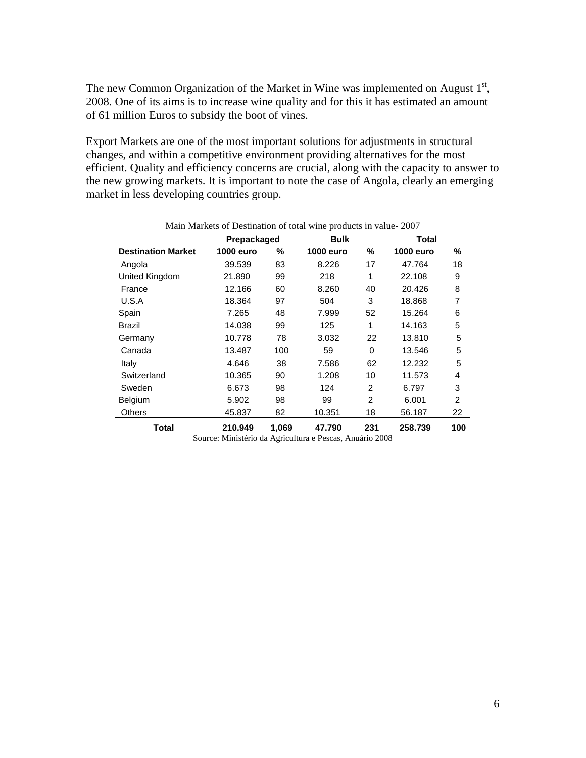The new Common Organization of the Market in Wine was implemented on August 1st, 2008. One of its aims is to increase wine quality and for this it has estimated an amount of 61 million Euros to subsidy the boot of vines.

Export Markets are one of the most important solutions for adjustments in structural changes, and within a competitive environment providing alternatives for the most efficient. Quality and efficiency concerns are crucial, along with the capacity to answer to the new growing markets. It is important to note the case of Angola, clearly an emerging market in less developing countries group.

Main Markets of Destination of total wine products in value- 2007

| | Prepackaged | | Bulk | | Total | |
|---|---|---|---|---|---|---|
| **Destination Market** | **1000 euro** | **%** | **1000 euro** | **%** | **1000 euro** | **%** |
| Angola | 39.539 | 83 | 8.226 | 17 | 47.764 | 18 |
| United Kingdom | 21.890 | 99 | 218 | 1 | 22.108 | 9 |
| France | 12.166 | 60 | 8.260 | 40 | 20.426 | 8 |
| U.S.A | 18.364 | 97 | 504 | 3 | 18.868 | 7 |
| Spain | 7.265 | 48 | 7.999 | 52 | 15.264 | 6 |
| Brazil | 14.038 | 99 | 125 | 1 | 14.163 | 5 |
| Germany | 10.778 | 78 | 3.032 | 22 | 13.810 | 5 |
| Canada | 13.487 | 100 | 59 | 0 | 13.546 | 5 |
| Italy | 4.646 | 38 | 7.586 | 62 | 12.232 | 5 |
| Switzerland | 10.365 | 90 | 1.208 | 10 | 11.573 | 4 |
| Sweden | 6.673 | 98 | 124 | 2 | 6.797 | 3 |
| Belgium | 5.902 | 98 | 99 | 2 | 6.001 | 2 |
| Others | 45.837 | 82 | 10.351 | 18 | 56.187 | 22 |
| **Total** | **210.949** | **1,069** | **47.790** | **231** | **258.739** | **100** |

Source: Ministério da Agricultura e Pescas, Anuário 2008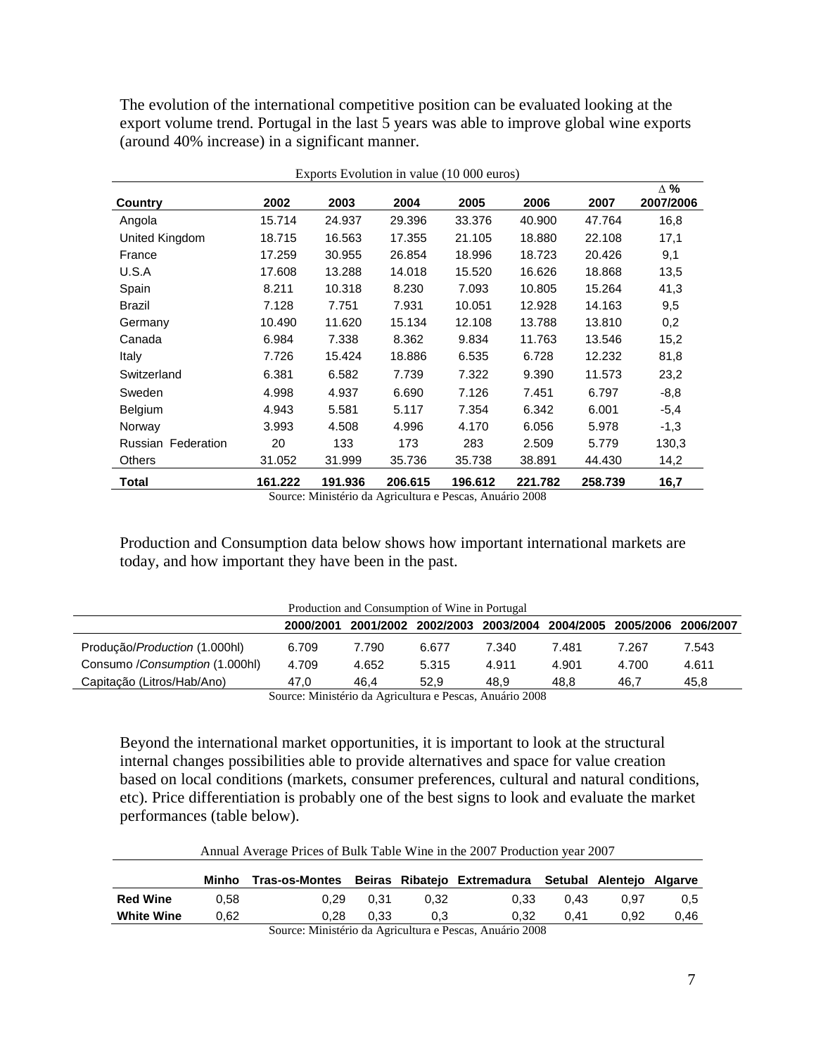The evolution of the international competitive position can be evaluated looking at the export volume trend. Portugal in the last 5 years was able to improve global wine exports (around 40% increase) in a significant manner.

Exports Evolution in value (10 000 euros)

| Country | 2002 | 2003 | 2004 | 2005 | 2006 | 2007 | Δ % 2007/2006 |
|---|---|---|---|---|---|---|---|
| Angola | 15.714 | 24.937 | 29.396 | 33.376 | 40.900 | 47.764 | 16,8 |
| United Kingdom | 18.715 | 16.563 | 17.355 | 21.105 | 18.880 | 22.108 | 17,1 |
| France | 17.259 | 30.955 | 26.854 | 18.996 | 18.723 | 20.426 | 9,1 |
| U.S.A | 17.608 | 13.288 | 14.018 | 15.520 | 16.626 | 18.868 | 13,5 |
| Spain | 8.211 | 10.318 | 8.230 | 7.093 | 10.805 | 15.264 | 41,3 |
| Brazil | 7.128 | 7.751 | 7.931 | 10.051 | 12.928 | 14.163 | 9,5 |
| Germany | 10.490 | 11.620 | 15.134 | 12.108 | 13.788 | 13.810 | 0,2 |
| Canada | 6.984 | 7.338 | 8.362 | 9.834 | 11.763 | 13.546 | 15,2 |
| Italy | 7.726 | 15.424 | 18.886 | 6.535 | 6.728 | 12.232 | 81,8 |
| Switzerland | 6.381 | 6.582 | 7.739 | 7.322 | 9.390 | 11.573 | 23,2 |
| Sweden | 4.998 | 4.937 | 6.690 | 7.126 | 7.451 | 6.797 | -8,8 |
| Belgium | 4.943 | 5.581 | 5.117 | 7.354 | 6.342 | 6.001 | -5,4 |
| Norway | 3.993 | 4.508 | 4.996 | 4.170 | 6.056 | 5.978 | -1,3 |
| Russian Federation | 20 | 133 | 173 | 283 | 2.509 | 5.779 | 130,3 |
| Others | 31.052 | 31.999 | 35.736 | 35.738 | 38.891 | 44.430 | 14,2 |
| **Total** | **161.222** | **191.936** | **206.615** | **196.612** | **221.782** | **258.739** | **16,7** |

Source: Ministério da Agricultura e Pescas, Anuário 2008

Production and Consumption data below shows how important international markets are today, and how important they have been in the past.

Production and Consumption of Wine in Portugal

| | 2000/2001 | 2001/2002 | 2002/2003 | 2003/2004 | 2004/2005 | 2005/2006 | 2006/2007 |
|---|---|---|---|---|---|---|---|
| Produção/*Production* (1.000hl) | 6.709 | 7.790 | 6.677 | 7.340 | 7.481 | 7.267 | 7.543 |
| Consumo /*Consumption* (1.000hl) | 4.709 | 4.652 | 5.315 | 4.911 | 4.901 | 4.700 | 4.611 |
| Capitação (Litros/Hab/Ano) | 47,0 | 46,4 | 52,9 | 48,9 | 48,8 | 46,7 | 45,8 |

Source: Ministério da Agricultura e Pescas, Anuário 2008

Beyond the international market opportunities, it is important to look at the structural internal changes possibilities able to provide alternatives and space for value creation based on local conditions (markets, consumer preferences, cultural and natural conditions, etc). Price differentiation is probably one of the best signs to look and evaluate the market performances (table below).

Annual Average Prices of Bulk Table Wine in the 2007 Production year 2007

| | Minho | Tras-os-Montes | Beiras | Ribatejo | Extremadura | Setubal | Alentejo | Algarve |
|---|---|---|---|---|---|---|---|---|
| **Red Wine** | 0,58 | 0,29 | 0,31 | 0,32 | 0,33 | 0,43 | 0,97 | 0,5 |
| **White Wine** | 0,62 | 0,28 | 0,33 | 0,3 | 0,32 | 0,41 | 0,92 | 0,46 |

Source: Ministério da Agricultura e Pescas, Anuário 2008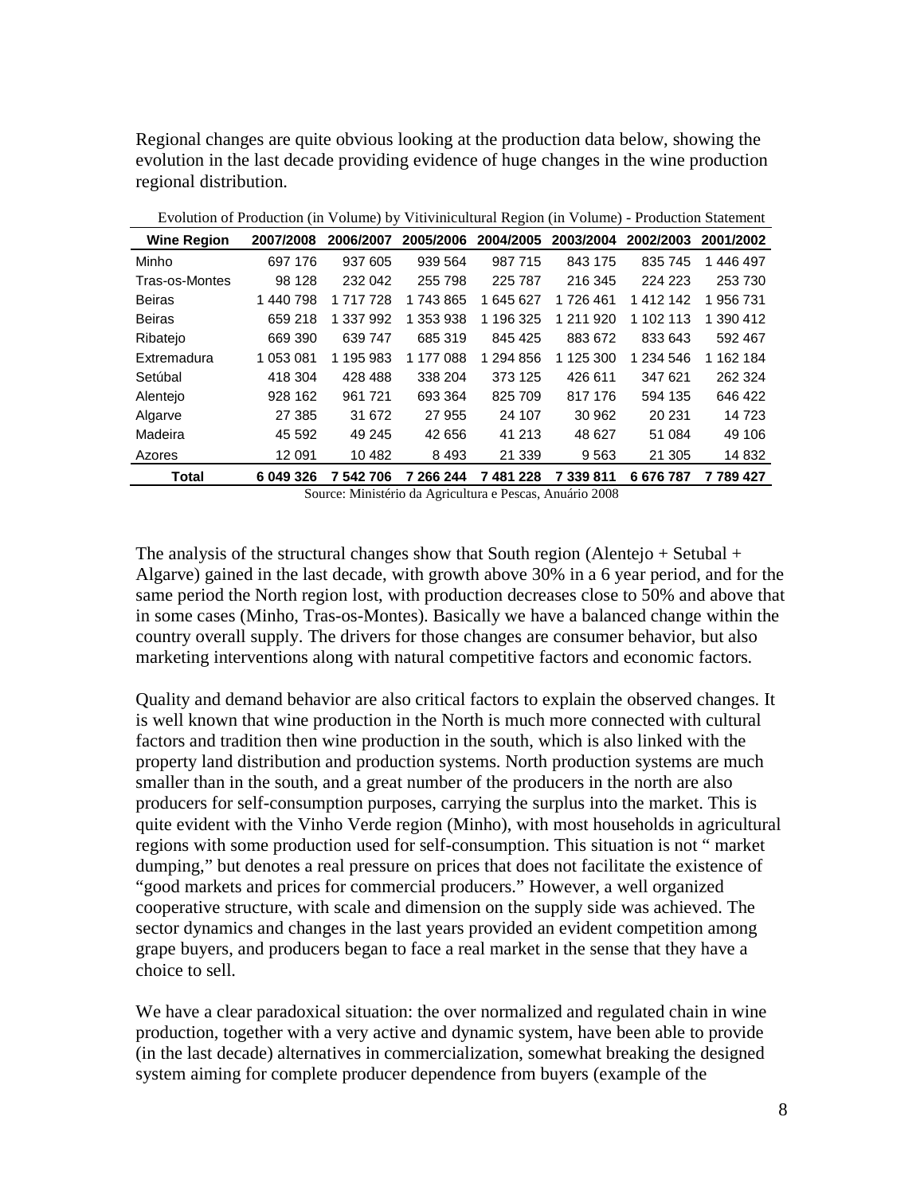Regional changes are quite obvious looking at the production data below, showing the evolution in the last decade providing evidence of huge changes in the wine production regional distribution.

Evolution of Production (in Volume) by Vitivinicultural Region (in Volume) - Production Statement

| Wine Region | 2007/2008 | 2006/2007 | 2005/2006 | 2004/2005 | 2003/2004 | 2002/2003 | 2001/2002 |
|---|---|---|---|---|---|---|---|
| Minho | 697 176 | 937 605 | 939 564 | 987 715 | 843 175 | 835 745 | 1 446 497 |
| Tras-os-Montes | 98 128 | 232 042 | 255 798 | 225 787 | 216 345 | 224 223 | 253 730 |
| Beiras | 1 440 798 | 1 717 728 | 1 743 865 | 1 645 627 | 1 726 461 | 1 412 142 | 1 956 731 |
| Beiras | 659 218 | 1 337 992 | 1 353 938 | 1 196 325 | 1 211 920 | 1 102 113 | 1 390 412 |
| Ribatejo | 669 390 | 639 747 | 685 319 | 845 425 | 883 672 | 833 643 | 592 467 |
| Extremadura | 1 053 081 | 1 195 983 | 1 177 088 | 1 294 856 | 1 125 300 | 1 234 546 | 1 162 184 |
| Setúbal | 418 304 | 428 488 | 338 204 | 373 125 | 426 611 | 347 621 | 262 324 |
| Alentejo | 928 162 | 961 721 | 693 364 | 825 709 | 817 176 | 594 135 | 646 422 |
| Algarve | 27 385 | 31 672 | 27 955 | 24 107 | 30 962 | 20 231 | 14 723 |
| Madeira | 45 592 | 49 245 | 42 656 | 41 213 | 48 627 | 51 084 | 49 106 |
| Azores | 12 091 | 10 482 | 8 493 | 21 339 | 9 563 | 21 305 | 14 832 |
| **Total** | **6 049 326** | **7 542 706** | **7 266 244** | **7 481 228** | **7 339 811** | **6 676 787** | **7 789 427** |

Source: Ministério da Agricultura e Pescas, Anuário 2008

The analysis of the structural changes show that South region (Alentejo + Setubal + Algarve) gained in the last decade, with growth above 30% in a 6 year period, and for the same period the North region lost, with production decreases close to 50% and above that in some cases (Minho, Tras-os-Montes). Basically we have a balanced change within the country overall supply. The drivers for those changes are consumer behavior, but also marketing interventions along with natural competitive factors and economic factors.

Quality and demand behavior are also critical factors to explain the observed changes. It is well known that wine production in the North is much more connected with cultural factors and tradition then wine production in the south, which is also linked with the property land distribution and production systems. North production systems are much smaller than in the south, and a great number of the producers in the north are also producers for self-consumption purposes, carrying the surplus into the market. This is quite evident with the Vinho Verde region (Minho), with most households in agricultural regions with some production used for self-consumption. This situation is not " market dumping," but denotes a real pressure on prices that does not facilitate the existence of "good markets and prices for commercial producers." However, a well organized cooperative structure, with scale and dimension on the supply side was achieved. The sector dynamics and changes in the last years provided an evident competition among grape buyers, and producers began to face a real market in the sense that they have a choice to sell.

We have a clear paradoxical situation: the over normalized and regulated chain in wine production, together with a very active and dynamic system, have been able to provide (in the last decade) alternatives in commercialization, somewhat breaking the designed system aiming for complete producer dependence from buyers (example of the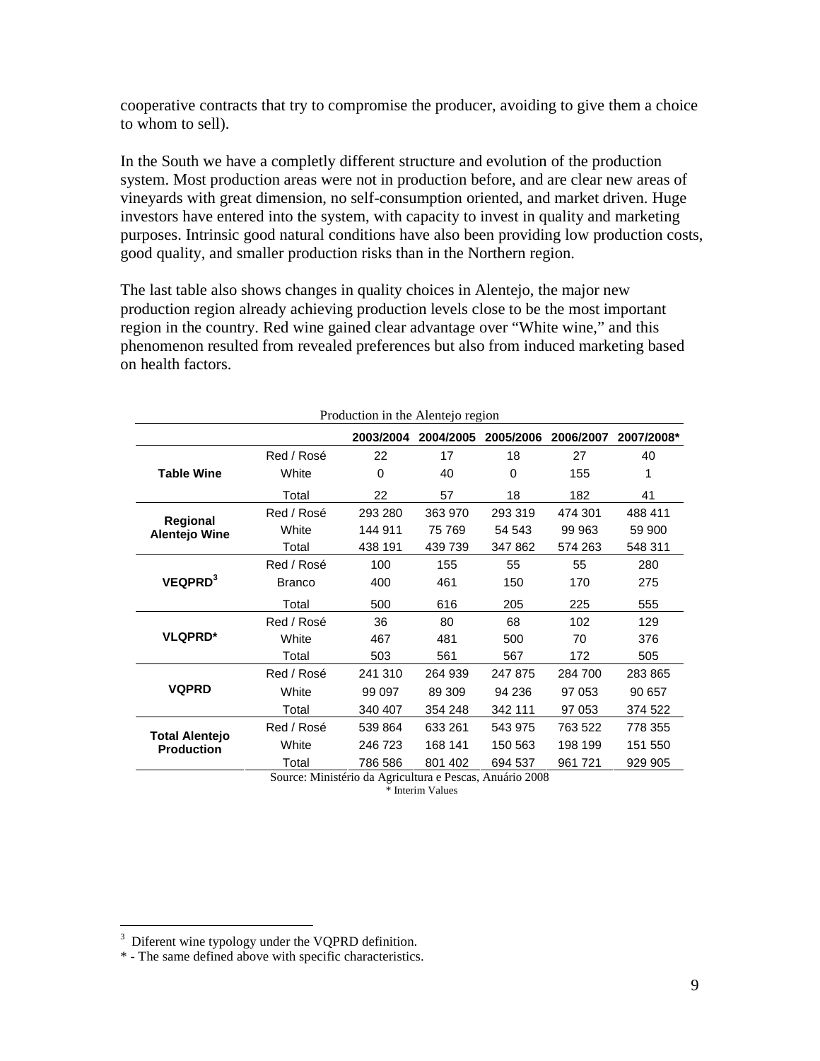cooperative contracts that try to compromise the producer, avoiding to give them a choice to whom to sell).

In the South we have a completly different structure and evolution of the production system. Most production areas were not in production before, and are clear new areas of vineyards with great dimension, no self-consumption oriented, and market driven. Huge investors have entered into the system, with capacity to invest in quality and marketing purposes. Intrinsic good natural conditions have also been providing low production costs, good quality, and smaller production risks than in the Northern region.

The last table also shows changes in quality choices in Alentejo, the major new production region already achieving production levels close to be the most important region in the country. Red wine gained clear advantage over "White wine," and this phenomenon resulted from revealed preferences but also from induced marketing based on health factors.

Production in the Alentejo region

| | | 2003/2004 | 2004/2005 | 2005/2006 | 2006/2007 | 2007/2008* |
|---|---|---|---|---|---|---|
| **Table Wine** | Red / Rosé | 22 | 17 | 18 | 27 | 40 |
| | White | 0 | 40 | 0 | 155 | 1 |
| | Total | 22 | 57 | 18 | 182 | 41 |
| **Regional Alentejo Wine** | Red / Rosé | 293 280 | 363 970 | 293 319 | 474 301 | 488 411 |
| | White | 144 911 | 75 769 | 54 543 | 99 963 | 59 900 |
| | Total | 438 191 | 439 739 | 347 862 | 574 263 | 548 311 |
| **VEQPRD[3]** | Red / Rosé | 100 | 155 | 55 | 55 | 280 |
| | Branco | 400 | 461 | 150 | 170 | 275 |
| | Total | 500 | 616 | 205 | 225 | 555 |
| **VLQPRD*** | Red / Rosé | 36 | 80 | 68 | 102 | 129 |
| | White | 467 | 481 | 500 | 70 | 376 |
| | Total | 503 | 561 | 567 | 172 | 505 |
| **VQPRD** | Red / Rosé | 241 310 | 264 939 | 247 875 | 284 700 | 283 865 |
| | White | 99 097 | 89 309 | 94 236 | 97 053 | 90 657 |
| | Total | 340 407 | 354 248 | 342 111 | 97 053 | 374 522 |
| **Total Alentejo Production** | Red / Rosé | 539 864 | 633 261 | 543 975 | 763 522 | 778 355 |
| | White | 246 723 | 168 141 | 150 563 | 198 199 | 151 550 |
| | Total | 786 586 | 801 402 | 694 537 | 961 721 | 929 905 |

Source: Ministério da Agricultura e Pescas, Anuário 2008

\* Interim Values

---

[3] Diferent wine typology under the VQPRD definition.

\* - The same defined above with specific characteristics.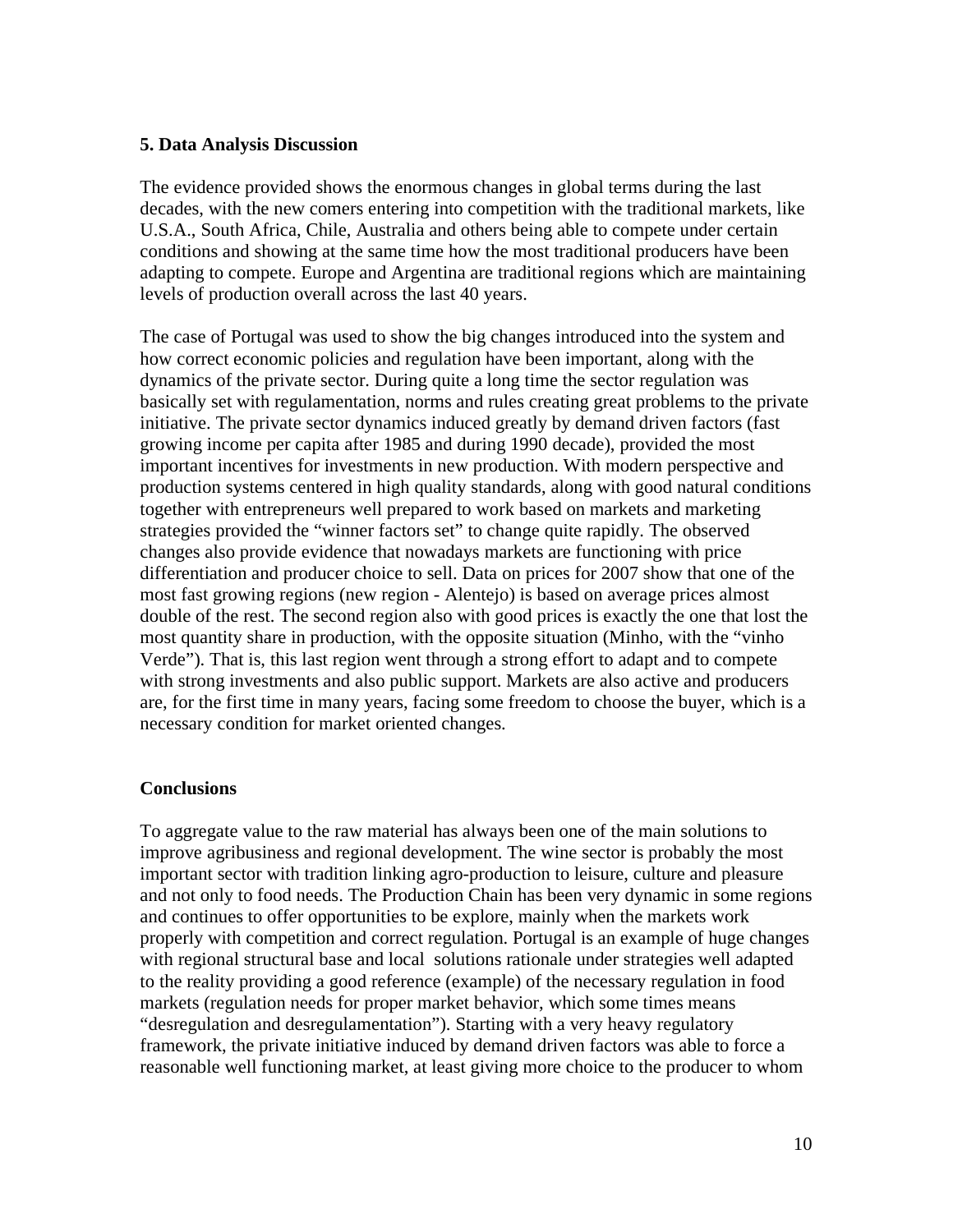## 5. Data Analysis Discussion

The evidence provided shows the enormous changes in global terms during the last decades, with the new comers entering into competition with the traditional markets, like U.S.A., South Africa, Chile, Australia and others being able to compete under certain conditions and showing at the same time how the most traditional producers have been adapting to compete. Europe and Argentina are traditional regions which are maintaining levels of production overall across the last 40 years.

The case of Portugal was used to show the big changes introduced into the system and how correct economic policies and regulation have been important, along with the dynamics of the private sector. During quite a long time the sector regulation was basically set with regulamentation, norms and rules creating great problems to the private initiative. The private sector dynamics induced greatly by demand driven factors (fast growing income per capita after 1985 and during 1990 decade), provided the most important incentives for investments in new production. With modern perspective and production systems centered in high quality standards, along with good natural conditions together with entrepreneurs well prepared to work based on markets and marketing strategies provided the "winner factors set" to change quite rapidly. The observed changes also provide evidence that nowadays markets are functioning with price differentiation and producer choice to sell. Data on prices for 2007 show that one of the most fast growing regions (new region - Alentejo) is based on average prices almost double of the rest. The second region also with good prices is exactly the one that lost the most quantity share in production, with the opposite situation (Minho, with the "vinho Verde"). That is, this last region went through a strong effort to adapt and to compete with strong investments and also public support. Markets are also active and producers are, for the first time in many years, facing some freedom to choose the buyer, which is a necessary condition for market oriented changes.

## Conclusions

To aggregate value to the raw material has always been one of the main solutions to improve agribusiness and regional development. The wine sector is probably the most important sector with tradition linking agro-production to leisure, culture and pleasure and not only to food needs. The Production Chain has been very dynamic in some regions and continues to offer opportunities to be explore, mainly when the markets work properly with competition and correct regulation. Portugal is an example of huge changes with regional structural base and local solutions rationale under strategies well adapted to the reality providing a good reference (example) of the necessary regulation in food markets (regulation needs for proper market behavior, which some times means "desregulation and desregulamentation"). Starting with a very heavy regulatory framework, the private initiative induced by demand driven factors was able to force a reasonable well functioning market, at least giving more choice to the producer to whom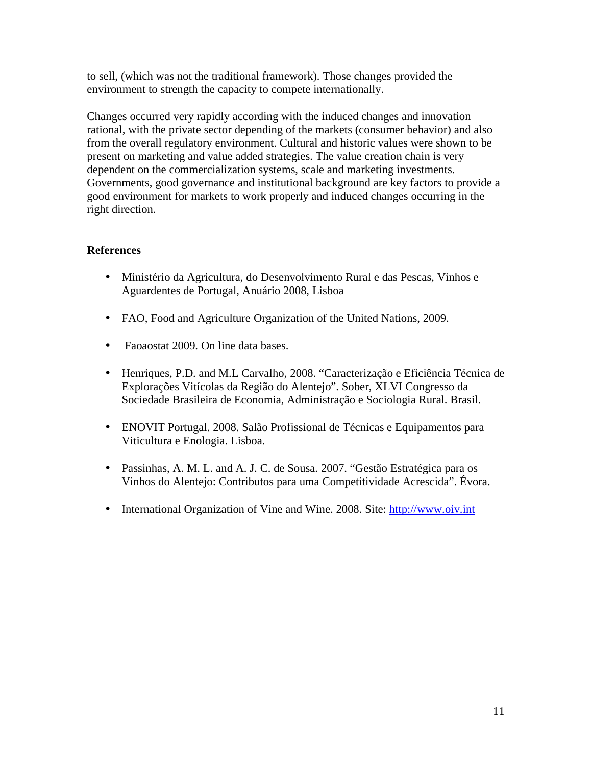to sell, (which was not the traditional framework). Those changes provided the environment to strength the capacity to compete internationally.

Changes occurred very rapidly according with the induced changes and innovation rational, with the private sector depending of the markets (consumer behavior) and also from the overall regulatory environment. Cultural and historic values were shown to be present on marketing and value added strategies. The value creation chain is very dependent on the commercialization systems, scale and marketing investments. Governments, good governance and institutional background are key factors to provide a good environment for markets to work properly and induced changes occurring in the right direction.

## References

- Ministério da Agricultura, do Desenvolvimento Rural e das Pescas, Vinhos e Aguardentes de Portugal, Anuário 2008, Lisboa
- FAO, Food and Agriculture Organization of the United Nations, 2009.
- Faoaostat 2009. On line data bases.
- Henriques, P.D. and M.L Carvalho, 2008. "Caracterização e Eficiência Técnica de Explorações Vitícolas da Região do Alentejo". Sober, XLVI Congresso da Sociedade Brasileira de Economia, Administração e Sociologia Rural. Brasil.
- ENOVIT Portugal. 2008. Salão Profissional de Técnicas e Equipamentos para Viticultura e Enologia. Lisboa.
- Passinhas, A. M. L. and A. J. C. de Sousa. 2007. "Gestão Estratégica para os Vinhos do Alentejo: Contributos para uma Competitividade Acrescida". Évora.
- International Organization of Vine and Wine. 2008. Site: http://www.oiv.int